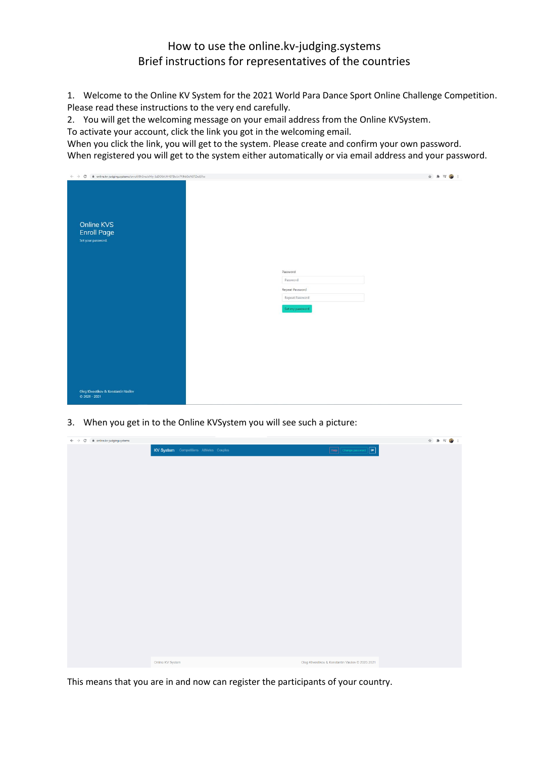# How to use the online.kv-judging.systems

## Brief instructions for representatives of the countries

1. Welcome to the Online KV System for the 2021 World Para Dance Sport Online Challenge Competition. Please read these instructions to the very end carefully.
2. You will get the welcoming message on your email address from the Online KVSystem.

To activate your account, click the link you got in the welcoming email.
When you click the link, you will get to the system. Please create and confirm your own password.
When registered you will get to the system either automatically or via email address and your password.

3. When you get in to the Online KVSystem you will see such a picture:

This means that you are in and now can register the participants of your country.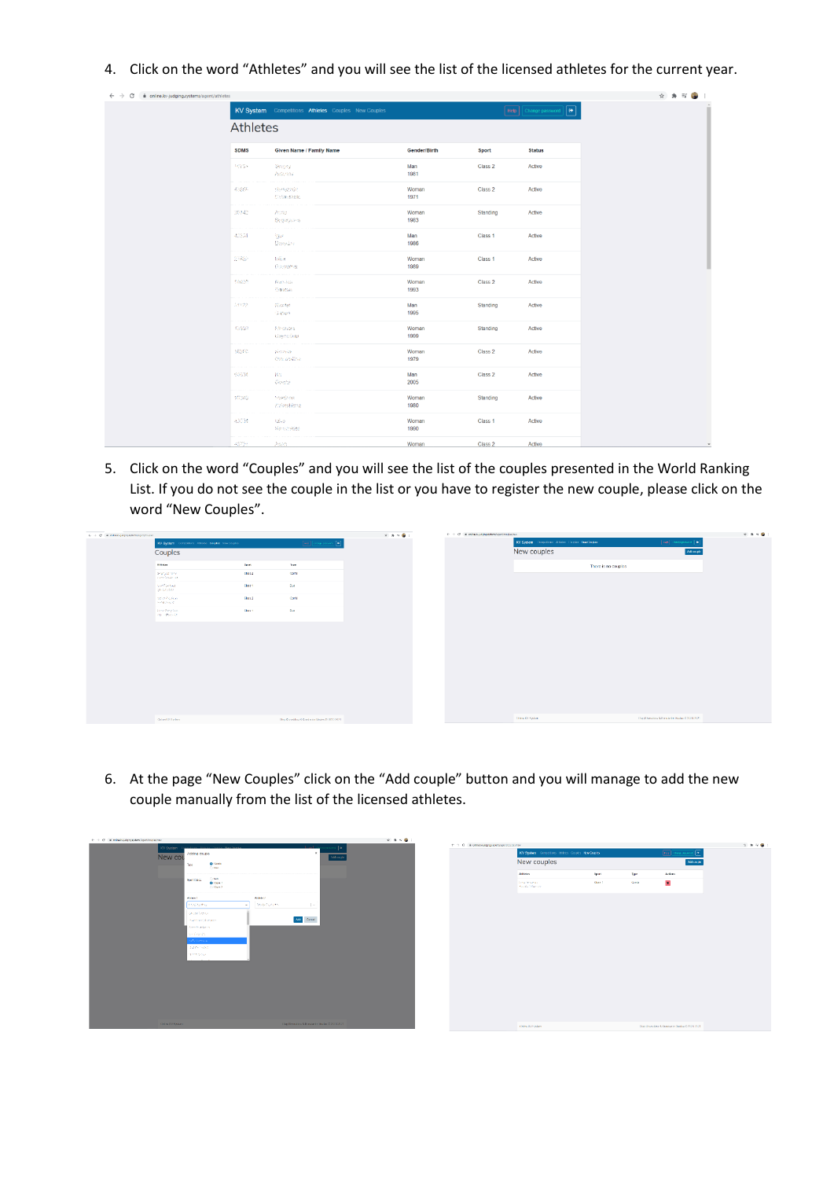4. Click on the word "Athletes" and you will see the list of the licensed athletes for the current year.

5. Click on the word "Couples" and you will see the list of the couples presented in the World Ranking List. If you do not see the couple in the list or you have to register the new couple, please click on the word "New Couples".

6. At the page "New Couples" click on the "Add couple" button and you will manage to add the new couple manually from the list of the licensed athletes.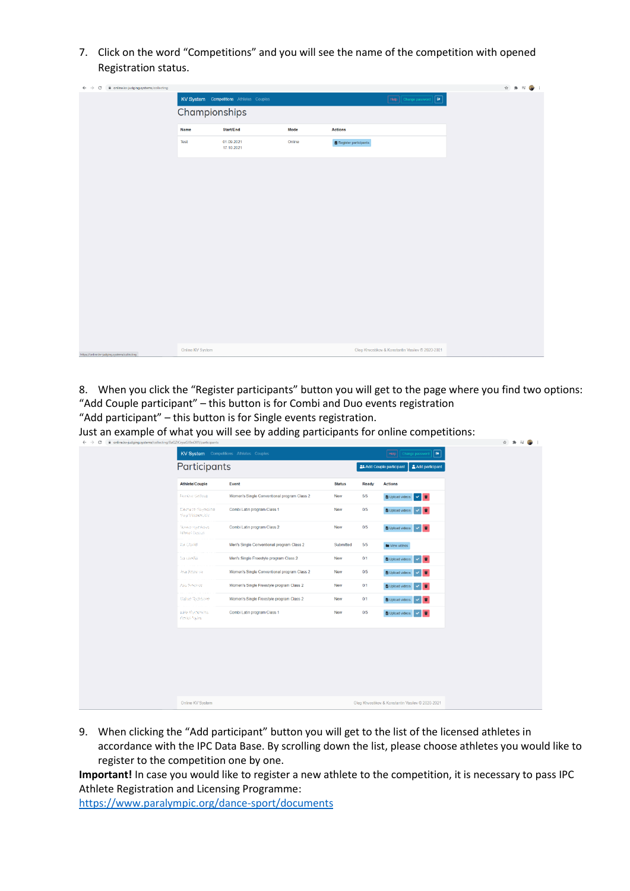7. Click on the word "Competitions" and you will see the name of the competition with opened Registration status.

8. When you click the "Register participants" button you will get to the page where you find two options:

"Add Couple participant" – this button is for Combi and Duo events registration

"Add participant" – this button is for Single events registration.

Just an example of what you will see by adding participants for online competitions:

9. When clicking the "Add participant" button you will get to the list of the licensed athletes in accordance with the IPC Data Base. By scrolling down the list, please choose athletes you would like to register to the competition one by one.

**Important!** In case you would like to register a new athlete to the competition, it is necessary to pass IPC Athlete Registration and Licensing Programme: [https://www.paralympic.org/dance-sport/documents](https://www.paralympic.org/dance-sport/documents)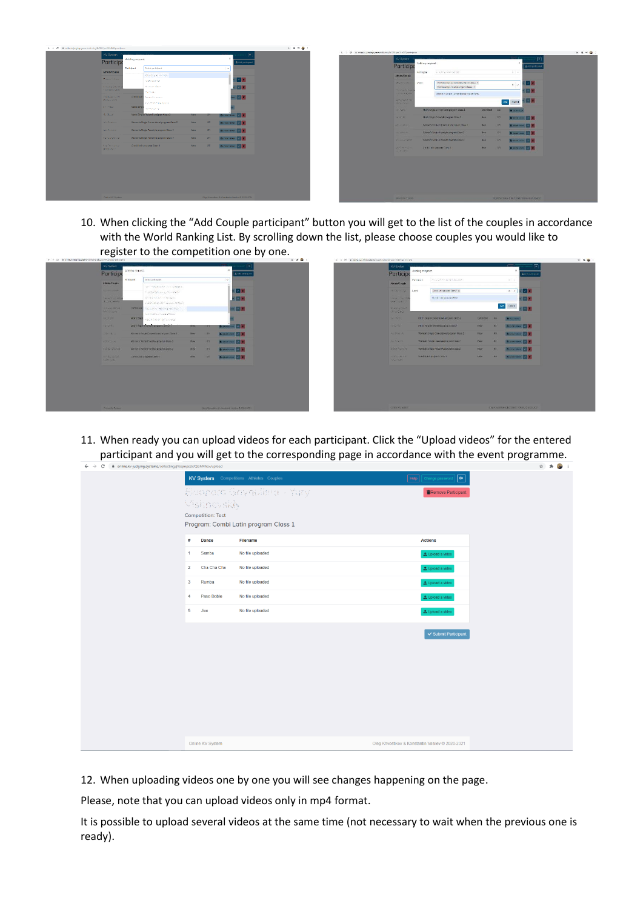10. When clicking the “Add Couple participant” button you will get to the list of the couples in accordance with the World Ranking List. By scrolling down the list, please choose couples you would like to register to the competition one by one.

11. When ready you can upload videos for each participant. Click the “Upload videos” for the entered participant and you will get to the corresponding page in accordance with the event programme.

12. When uploading videos one by one you will see changes happening on the page.

Please, note that you can upload videos only in mp4 format.

It is possible to upload several videos at the same time (not necessary to wait when the previous one is ready).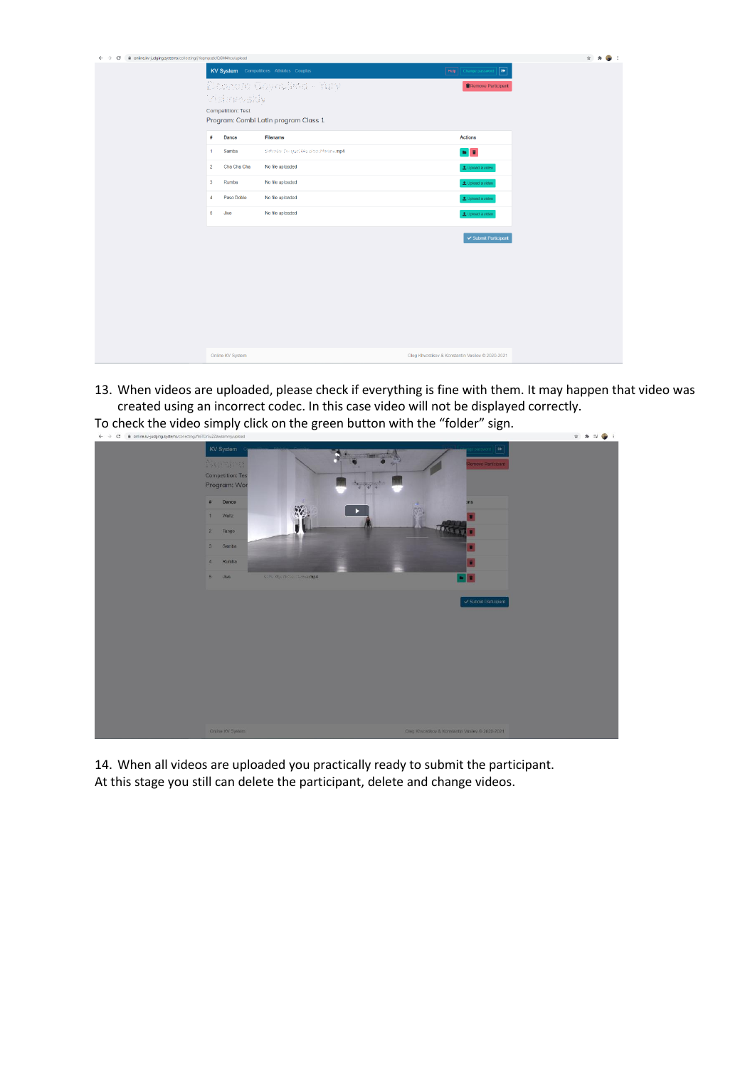13. When videos are uploaded, please check if everything is fine with them. It may happen that video was created using an incorrect codec. In this case video will not be displayed correctly.

To check the video simply click on the green button with the “folder” sign.

14. When all videos are uploaded you practically ready to submit the participant.

At this stage you still can delete the participant, delete and change videos.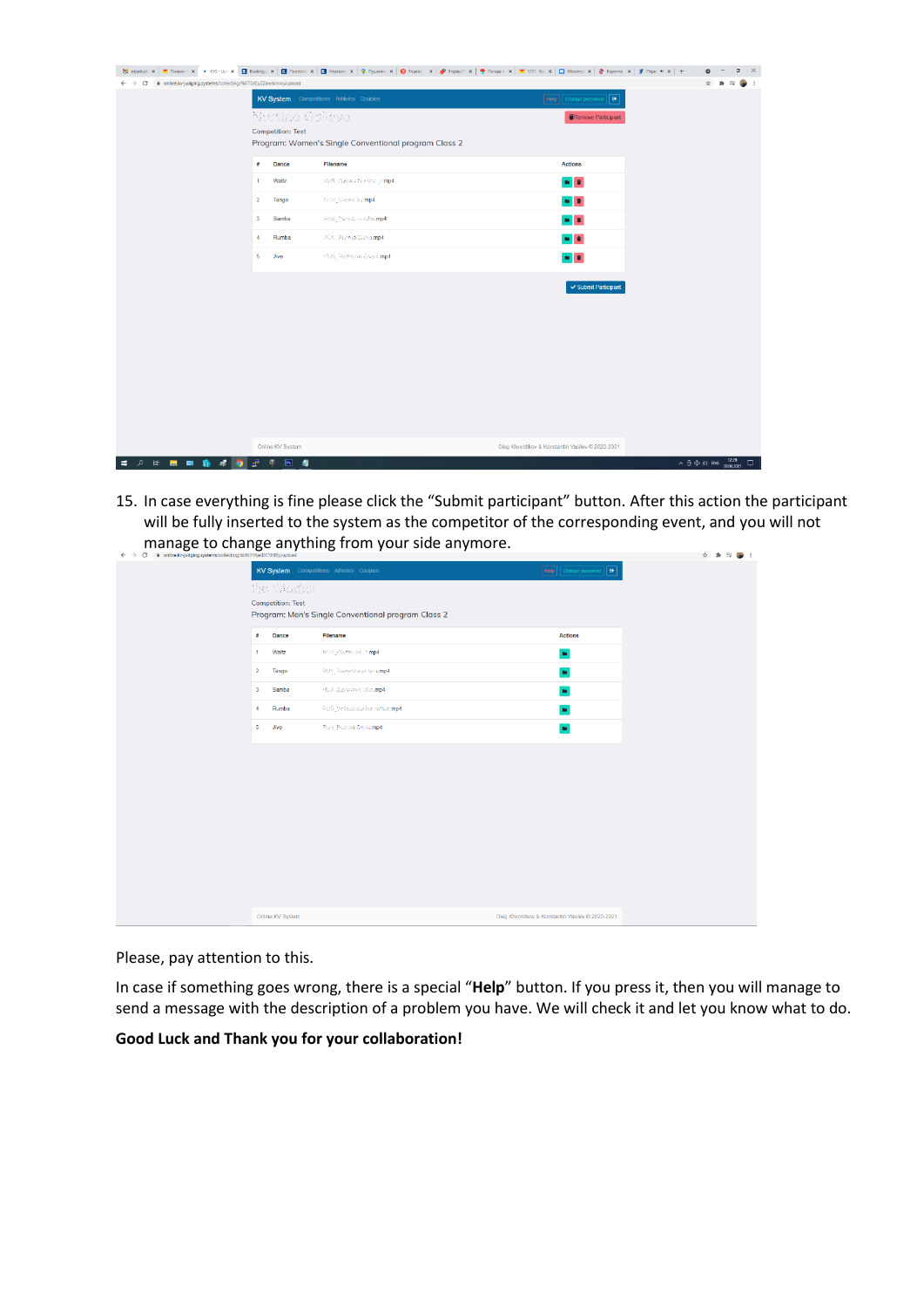15. In case everything is fine please click the "Submit participant" button. After this action the participant will be fully inserted to the system as the competitor of the corresponding event, and you will not manage to change anything from your side anymore.

Please, pay attention to this.

In case if something goes wrong, there is a special "**Help**" button. If you press it, then you will manage to send a message with the description of a problem you have. We will check it and let you know what to do.

**Good Luck and Thank you for your collaboration!**